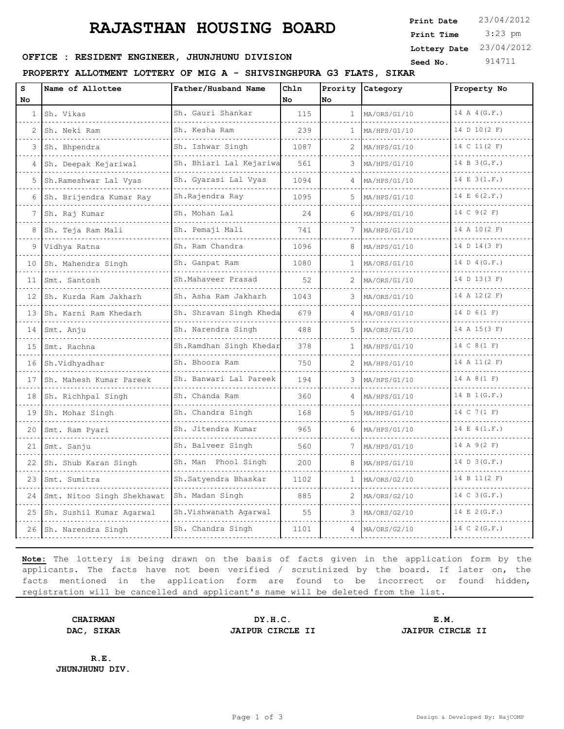# RAJASTHAN HOUSING BOARD

**Print Date** 23/04/2012
**Print Time** 3:23 pm
**Lottery Date** 23/04/2012
**Seed No.** 914711

**OFFICE : RESIDENT ENGINEER, JHUNJHUNU DIVISION**

**PROPERTY ALLOTMENT LOTTERY OF MIG A - SHIVSINGHPURA G3 FLATS, SIKAR**

| S No | Name of Allottee | Father/Husband Name | Chln No | Prority No | Category | Property No |
|---|---|---|---|---|---|---|
| 1 | Sh. Vikas | Sh. Gauri Shankar | 115 | 1 | MA/ORS/G1/10 | 14 A 4(G.F.) |
| 2 | Sh. Neki Ram | Sh. Kesha Ram | 239 | 1 | MA/HPS/G1/10 | 14 D 10(2 F) |
| 3 | Sh. Bhpendra | Sh. Ishwar Singh | 1087 | 2 | MA/HPS/G1/10 | 14 C 11(2 F) |
| 4 | Sh. Deepak Kejariwal | Sh. Bhiari Lal Kejariwa | 561 | 3 | MA/HPS/G1/10 | 14 B 3(G.F.) |
| 5 | Sh.Rameshwar Lal Vyas | Sh. Gyarasi Lal Vyas | 1094 | 4 | MA/HPS/G1/10 | 14 E 3(1.F.) |
| 6 | Sh. Brijendra Kumar Ray | Sh.Rajendra Ray | 1095 | 5 | MA/HPS/G1/10 | 14 E 6(2.F.) |
| 7 | Sh. Raj Kumar | Sh. Mohan Lal | 24 | 6 | MA/HPS/G1/10 | 14 C 9(2 F) |
| 8 | Sh. Teja Ram Mali | Sh. Pemaji Mali | 741 | 7 | MA/HPS/G1/10 | 14 A 10(2 F) |
| 9 | Vidhya Ratna | Sh. Ram Chandra | 1096 | 8 | MA/HPS/G1/10 | 14 D 14(3 F) |
| 10 | Sh. Mahendra Singh | Sh. Ganpat Ram | 1080 | 1 | MA/ORS/G1/10 | 14 D 4(G.F.) |
| 11 | Smt. Santosh | Sh.Mahaveer Prasad | 52 | 2 | MA/ORS/G1/10 | 14 D 13(3 F) |
| 12 | Sh. Kurda Ram Jakharh | Sh. Asha Ram Jakharh | 1043 | 3 | MA/ORS/G1/10 | 14 A 12(2 F) |
| 13 | Sh. Karni Ram Khedarh | Sh. Shravan Singh Kheda | 679 | 4 | MA/ORS/G1/10 | 14 D 6(1 F) |
| 14 | Smt. Anju | Sh. Narendra Singh | 488 | 5 | MA/ORS/G1/10 | 14 A 15(3 F) |
| 15 | Smt. Rachna | Sh.Ramdhan Singh Khedar | 378 | 1 | MA/HPS/G1/10 | 14 C 8(1 F) |
| 16 | Sh.Vidhyadhar | Sh. Bhoora Ram | 750 | 2 | MA/HPS/G1/10 | 14 A 11(2 F) |
| 17 | Sh. Mahesh Kumar Pareek | Sh. Banwari Lal Pareek | 194 | 3 | MA/HPS/G1/10 | 14 A 8(1 F) |
| 18 | Sh. Richhpal Singh | Sh. Chanda Ram | 360 | 4 | MA/HPS/G1/10 | 14 B 1(G.F.) |
| 19 | Sh. Mohar Singh | Sh. Chandra Singh | 168 | 5 | MA/HPS/G1/10 | 14 C 7(1 F) |
| 20 | Smt. Ram Pyari | Sh. Jitendra Kumar | 965 | 6 | MA/HPS/G1/10 | 14 E 4(1.F.) |
| 21 | Smt. Sanju | Sh. Balveer Singh | 560 | 7 | MA/HPS/G1/10 | 14 A 9(2 F) |
| 22 | Sh. Shub Karan Singh | Sh. Man Phool Singh | 200 | 8 | MA/HPS/G1/10 | 14 D 3(G.F.) |
| 23 | Smt. Sumitra | Sh.Satyendra Bhaskar | 1102 | 1 | MA/ORS/G2/10 | 14 B 11(2 F) |
| 24 | Smt. Nitoo Singh Shekhawat | Sh. Madan Singh | 885 | 2 | MA/ORS/G2/10 | 14 C 3(G.F.) |
| 25 | Sh. Sushil Kumar Agarwal | Sh.Vishwanath Agarwal | 55 | 3 | MA/ORS/G2/10 | 14 E 2(G.F.) |
| 26 | Sh. Narendra Singh | Sh. Chandra Singh | 1101 | 4 | MA/ORS/G2/10 | 14 C 2(G.F.) |

**Note:** The lottery is being drawn on the basis of facts given in the application form by the applicants. The facts have not been verified / scrutinized by the board. If later on, the facts mentioned in the application form are found to be incorrect or found hidden, registration will be cancelled and applicant's name will be deleted from the list.

**CHAIRMAN**
**DAC, SIKAR**

**DY.H.C.**
**JAIPUR CIRCLE II**

**E.M.**
**JAIPUR CIRCLE II**

**R.E.**
**JHUNJHUNU DIV.**

Design & Developed By: RajCOMP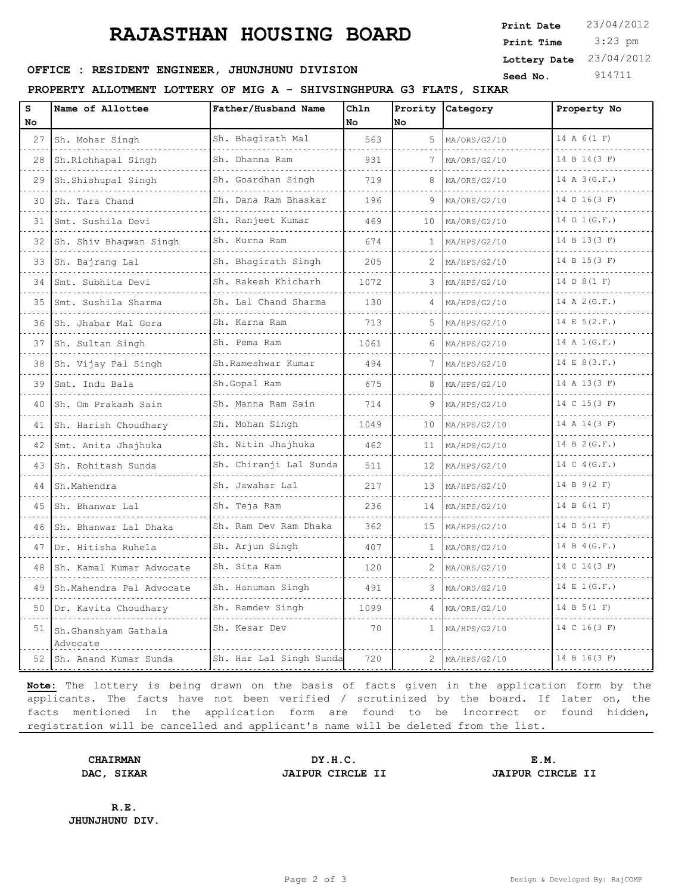# RAJASTHAN HOUSING BOARD

**Print Date** 23/04/2012
**Print Time** 3:23 pm
**Lottery Date** 23/04/2012
**Seed No.** 914711

**OFFICE : RESIDENT ENGINEER, JHUNJHUNU DIVISION**

**PROPERTY ALLOTMENT LOTTERY OF MIG A - SHIVSINGHPURA G3 FLATS, SIKAR**

| S No | Name of Allottee | Father/Husband Name | Chln No | Prority No | Category | Property No |
|---|---|---|---|---|---|---|
| 27 | Sh. Mohar Singh | Sh. Bhagirath Mal | 563 | 5 | MA/ORS/G2/10 | 14 A 6(1 F) |
| 28 | Sh.Richhapal Singh | Sh. Dhanna Ram | 931 | 7 | MA/ORS/G2/10 | 14 B 14(3 F) |
| 29 | Sh.Shishupal Singh | Sh. Goardhan Singh | 719 | 8 | MA/ORS/G2/10 | 14 A 3(G.F.) |
| 30 | Sh. Tara Chand | Sh. Dana Ram Bhaskar | 196 | 9 | MA/ORS/G2/10 | 14 D 16(3 F) |
| 31 | Smt. Sushila Devi | Sh. Ranjeet Kumar | 469 | 10 | MA/ORS/G2/10 | 14 D 1(G.F.) |
| 32 | Sh. Shiv Bhagwan Singh | Sh. Kurna Ram | 674 | 1 | MA/HPS/G2/10 | 14 B 13(3 F) |
| 33 | Sh. Bajrang Lal | Sh. Bhagirath Singh | 205 | 2 | MA/HPS/G2/10 | 14 B 15(3 F) |
| 34 | Smt. Subhita Devi | Sh. Rakesh Khicharh | 1072 | 3 | MA/HPS/G2/10 | 14 D 8(1 F) |
| 35 | Smt. Sushila Sharma | Sh. Lal Chand Sharma | 130 | 4 | MA/HPS/G2/10 | 14 A 2(G.F.) |
| 36 | Sh. Jhabar Mal Gora | Sh. Karna Ram | 713 | 5 | MA/HPS/G2/10 | 14 E 5(2.F.) |
| 37 | Sh. Sultan Singh | Sh. Pema Ram | 1061 | 6 | MA/HPS/G2/10 | 14 A 1(G.F.) |
| 38 | Sh. Vijay Pal Singh | Sh.Rameshwar Kumar | 494 | 7 | MA/HPS/G2/10 | 14 E 8(3.F.) |
| 39 | Smt. Indu Bala | Sh.Gopal Ram | 675 | 8 | MA/HPS/G2/10 | 14 A 13(3 F) |
| 40 | Sh. Om Prakash Sain | Sh. Manna Ram Sain | 714 | 9 | MA/HPS/G2/10 | 14 C 15(3 F) |
| 41 | Sh. Harish Choudhary | Sh. Mohan Singh | 1049 | 10 | MA/HPS/G2/10 | 14 A 14(3 F) |
| 42 | Smt. Anita Jhajhuka | Sh. Nitin Jhajhuka | 462 | 11 | MA/HPS/G2/10 | 14 B 2(G.F.) |
| 43 | Sh. Rohitash Sunda | Sh. Chiranji Lal Sunda | 511 | 12 | MA/HPS/G2/10 | 14 C 4(G.F.) |
| 44 | Sh.Mahendra | Sh. Jawahar Lal | 217 | 13 | MA/HPS/G2/10 | 14 B 9(2 F) |
| 45 | Sh. Bhanwar Lal | Sh. Teja Ram | 236 | 14 | MA/HPS/G2/10 | 14 B 6(1 F) |
| 46 | Sh. Bhanwar Lal Dhaka | Sh. Ram Dev Ram Dhaka | 362 | 15 | MA/HPS/G2/10 | 14 D 5(1 F) |
| 47 | Dr. Hitisha Ruhela | Sh. Arjun Singh | 407 | 1 | MA/ORS/G2/10 | 14 B 4(G.F.) |
| 48 | Sh. Kamal Kumar Advocate | Sh. Sita Ram | 120 | 2 | MA/ORS/G2/10 | 14 C 14(3 F) |
| 49 | Sh.Mahendra Pal Advocate | Sh. Hanuman Singh | 491 | 3 | MA/ORS/G2/10 | 14 E 1(G.F.) |
| 50 | Dr. Kavita Choudhary | Sh. Ramdev Singh | 1099 | 4 | MA/ORS/G2/10 | 14 B 5(1 F) |
| 51 | Sh.Ghanshyam Gathala Advocate | Sh. Kesar Dev | 70 | 1 | MA/HPS/G2/10 | 14 C 16(3 F) |
| 52 | Sh. Anand Kumar Sunda | Sh. Har Lal Singh Sunda | 720 | 2 | MA/HPS/G2/10 | 14 B 16(3 F) |

**Note:** The lottery is being drawn on the basis of facts given in the application form by the applicants. The facts have not been verified / scrutinized by the board. If later on, the facts mentioned in the application form are found to be incorrect or found hidden, registration will be cancelled and applicant's name will be deleted from the list.

**CHAIRMAN**
**DAC, SIKAR**

**DY.H.C.**
**JAIPUR CIRCLE II**

**E.M.**
**JAIPUR CIRCLE II**

**R.E.**
**JHUNJHUNU DIV.**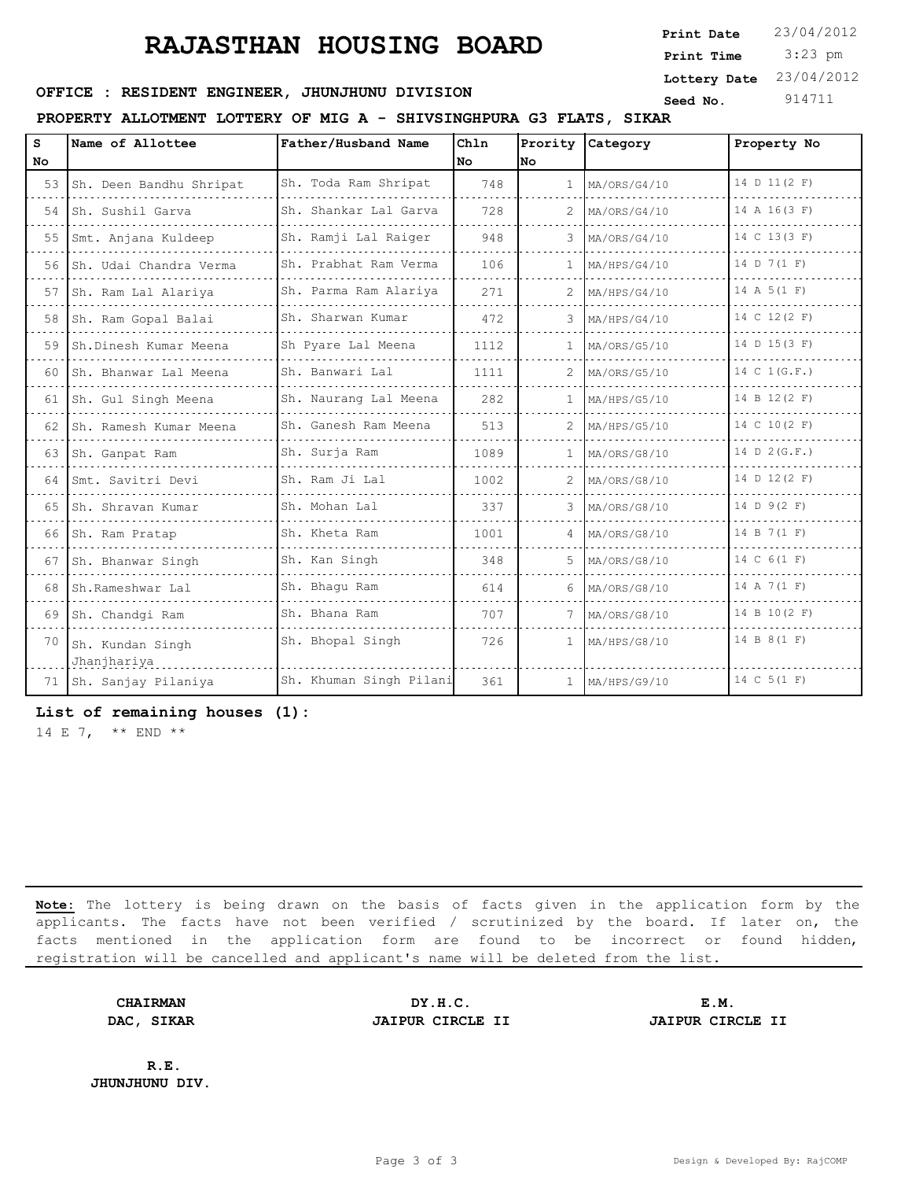# RAJASTHAN HOUSING BOARD

**Print Date** 23/04/2012
**Print Time** 3:23 pm
**Lottery Date** 23/04/2012
**Seed No.** 914711

**OFFICE : RESIDENT ENGINEER, JHUNJHUNU DIVISION**

**PROPERTY ALLOTMENT LOTTERY OF MIG A - SHIVSINGHPURA G3 FLATS, SIKAR**

| S No | Name of Allottee | Father/Husband Name | Chln No | Prority No | Category | Property No |
|---|---|---|---|---|---|---|
| 53 | Sh. Deen Bandhu Shripat | Sh. Toda Ram Shripat | 748 | 1 | MA/ORS/G4/10 | 14 D 11(2 F) |
| 54 | Sh. Sushil Garva | Sh. Shankar Lal Garva | 728 | 2 | MA/ORS/G4/10 | 14 A 16(3 F) |
| 55 | Smt. Anjana Kuldeep | Sh. Ramji Lal Raiger | 948 | 3 | MA/ORS/G4/10 | 14 C 13(3 F) |
| 56 | Sh. Udai Chandra Verma | Sh. Prabhat Ram Verma | 106 | 1 | MA/HPS/G4/10 | 14 D 7(1 F) |
| 57 | Sh. Ram Lal Alariya | Sh. Parma Ram Alariya | 271 | 2 | MA/HPS/G4/10 | 14 A 5(1 F) |
| 58 | Sh. Ram Gopal Balai | Sh. Sharwan Kumar | 472 | 3 | MA/HPS/G4/10 | 14 C 12(2 F) |
| 59 | Sh.Dinesh Kumar Meena | Sh Pyare Lal Meena | 1112 | 1 | MA/ORS/G5/10 | 14 D 15(3 F) |
| 60 | Sh. Bhanwar Lal Meena | Sh. Banwari Lal | 1111 | 2 | MA/ORS/G5/10 | 14 C 1(G.F.) |
| 61 | Sh. Gul Singh Meena | Sh. Naurang Lal Meena | 282 | 1 | MA/HPS/G5/10 | 14 B 12(2 F) |
| 62 | Sh. Ramesh Kumar Meena | Sh. Ganesh Ram Meena | 513 | 2 | MA/HPS/G5/10 | 14 C 10(2 F) |
| 63 | Sh. Ganpat Ram | Sh. Surja Ram | 1089 | 1 | MA/ORS/G8/10 | 14 D 2(G.F.) |
| 64 | Smt. Savitri Devi | Sh. Ram Ji Lal | 1002 | 2 | MA/ORS/G8/10 | 14 D 12(2 F) |
| 65 | Sh. Shravan Kumar | Sh. Mohan Lal | 337 | 3 | MA/ORS/G8/10 | 14 D 9(2 F) |
| 66 | Sh. Ram Pratap | Sh. Kheta Ram | 1001 | 4 | MA/ORS/G8/10 | 14 B 7(1 F) |
| 67 | Sh. Bhanwar Singh | Sh. Kan Singh | 348 | 5 | MA/ORS/G8/10 | 14 C 6(1 F) |
| 68 | Sh.Rameshwar Lal | Sh. Bhagu Ram | 614 | 6 | MA/ORS/G8/10 | 14 A 7(1 F) |
| 69 | Sh. Chandgi Ram | Sh. Bhana Ram | 707 | 7 | MA/ORS/G8/10 | 14 B 10(2 F) |
| 70 | Sh. Kundan Singh Jhanjhariya | Sh. Bhopal Singh | 726 | 1 | MA/HPS/G8/10 | 14 B 8(1 F) |
| 71 | Sh. Sanjay Pilaniya | Sh. Khuman Singh Pilani | 361 | 1 | MA/HPS/G9/10 | 14 C 5(1 F) |

**List of remaining houses (1):**

14 E 7, ** END **

**Note:** The lottery is being drawn on the basis of facts given in the application form by the applicants. The facts have not been verified / scrutinized by the board. If later on, the facts mentioned in the application form are found to be incorrect or found hidden, registration will be cancelled and applicant's name will be deleted from the list.

**CHAIRMAN**
**DAC, SIKAR**

**DY.H.C.**
**JAIPUR CIRCLE II**

**E.M.**
**JAIPUR CIRCLE II**

**R.E.**
**JHUNJHUNU DIV.**

Design & Developed By: RajCOMP